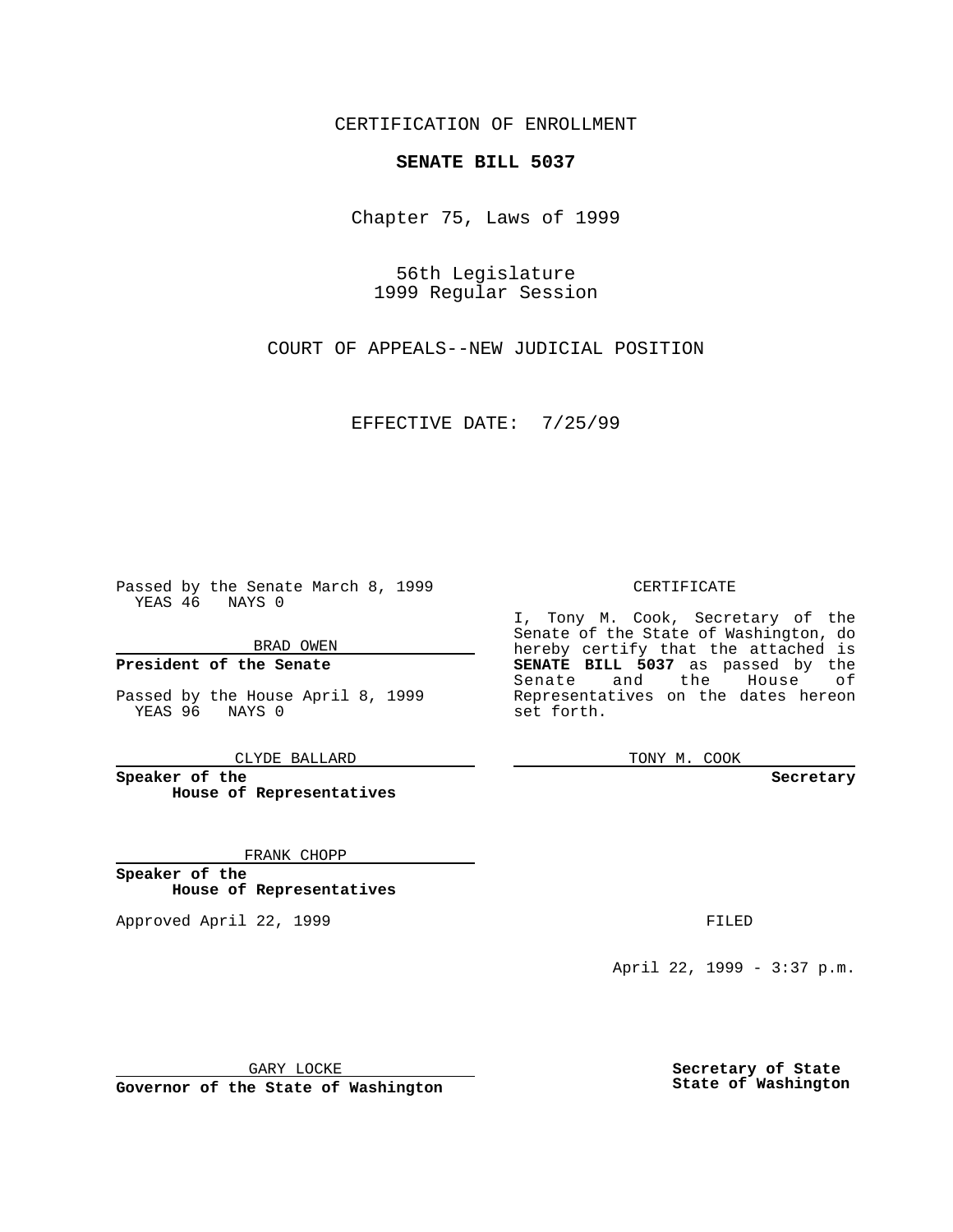CERTIFICATION OF ENROLLMENT

**SENATE BILL 5037**

Chapter 75, Laws of 1999

56th Legislature
1999 Regular Session

COURT OF APPEALS--NEW JUDICIAL POSITION

EFFECTIVE DATE: 7/25/99

Passed by the Senate March 8, 1999
YEAS 46 NAYS 0

BRAD OWEN

**President of the Senate**

Passed by the House April 8, 1999
YEAS 96 NAYS 0

CLYDE BALLARD

**Speaker of the House of Representatives**

FRANK CHOPP

**Speaker of the House of Representatives**

Approved April 22, 1999

GARY LOCKE

**Governor of the State of Washington**

CERTIFICATE

I, Tony M. Cook, Secretary of the Senate of the State of Washington, do hereby certify that the attached is **SENATE BILL 5037** as passed by the Senate and the House of Representatives on the dates hereon set forth.

TONY M. COOK

**Secretary**

FILED

April 22, 1999 - 3:37 p.m.

**Secretary of State**
**State of Washington**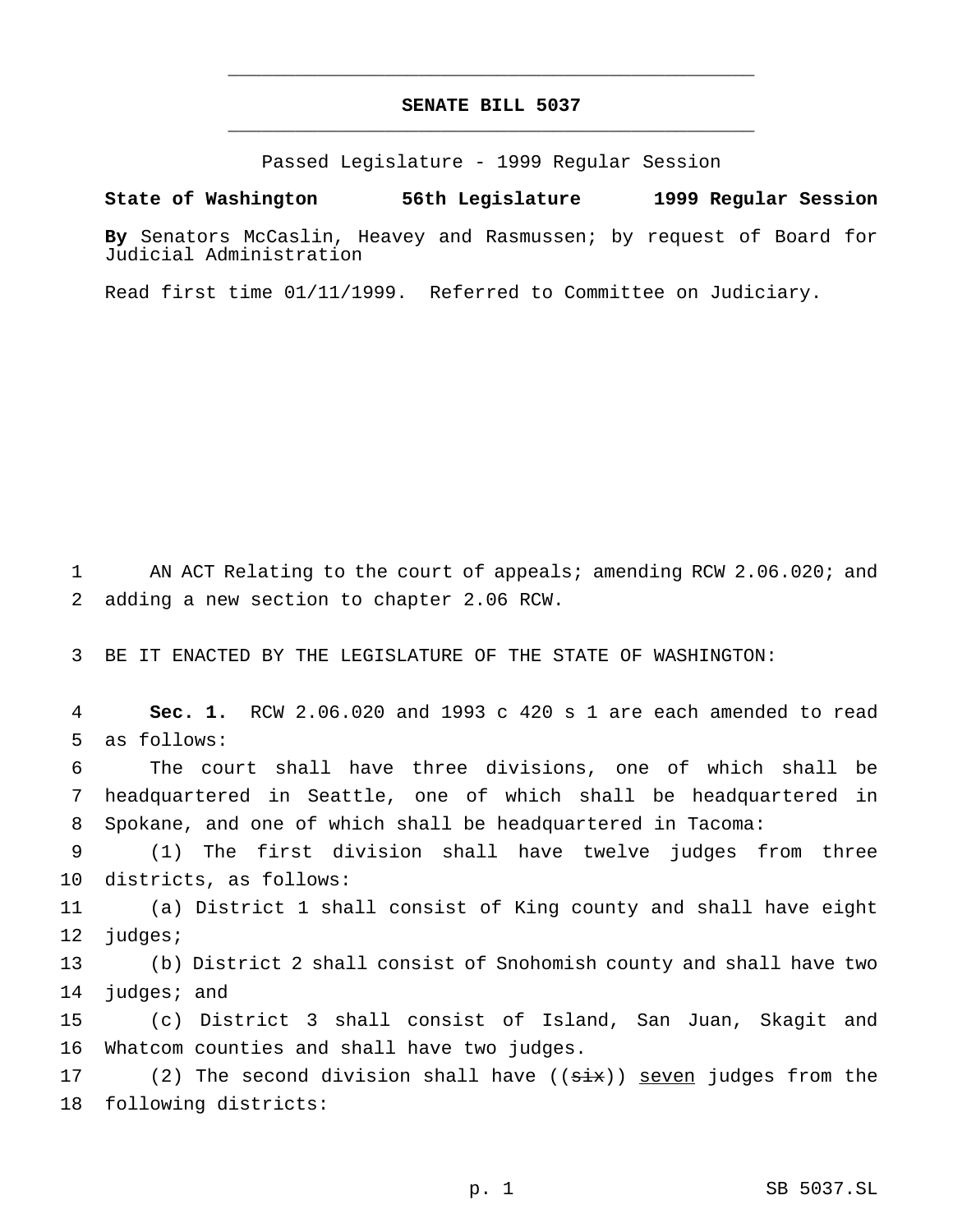# SENATE BILL 5037

Passed Legislature - 1999 Regular Session

**State of Washington 56th Legislature 1999 Regular Session**

**By** Senators McCaslin, Heavey and Rasmussen; by request of Board for Judicial Administration

Read first time 01/11/1999. Referred to Committee on Judiciary.

1 AN ACT Relating to the court of appeals; amending RCW 2.06.020; and
2 adding a new section to chapter 2.06 RCW.

3 BE IT ENACTED BY THE LEGISLATURE OF THE STATE OF WASHINGTON:

4 **Sec. 1.** RCW 2.06.020 and 1993 c 420 s 1 are each amended to read
5 as follows:

6 The court shall have three divisions, one of which shall be
7 headquartered in Seattle, one of which shall be headquartered in
8 Spokane, and one of which shall be headquartered in Tacoma:

9 (1) The first division shall have twelve judges from three
10 districts, as follows:

11 (a) District 1 shall consist of King county and shall have eight
12 judges;

13 (b) District 2 shall consist of Snohomish county and shall have two
14 judges; and

15 (c) District 3 shall consist of Island, San Juan, Skagit and
16 Whatcom counties and shall have two judges.

17 (2) The second division shall have ((~~six~~)) <u>seven</u> judges from the
18 following districts: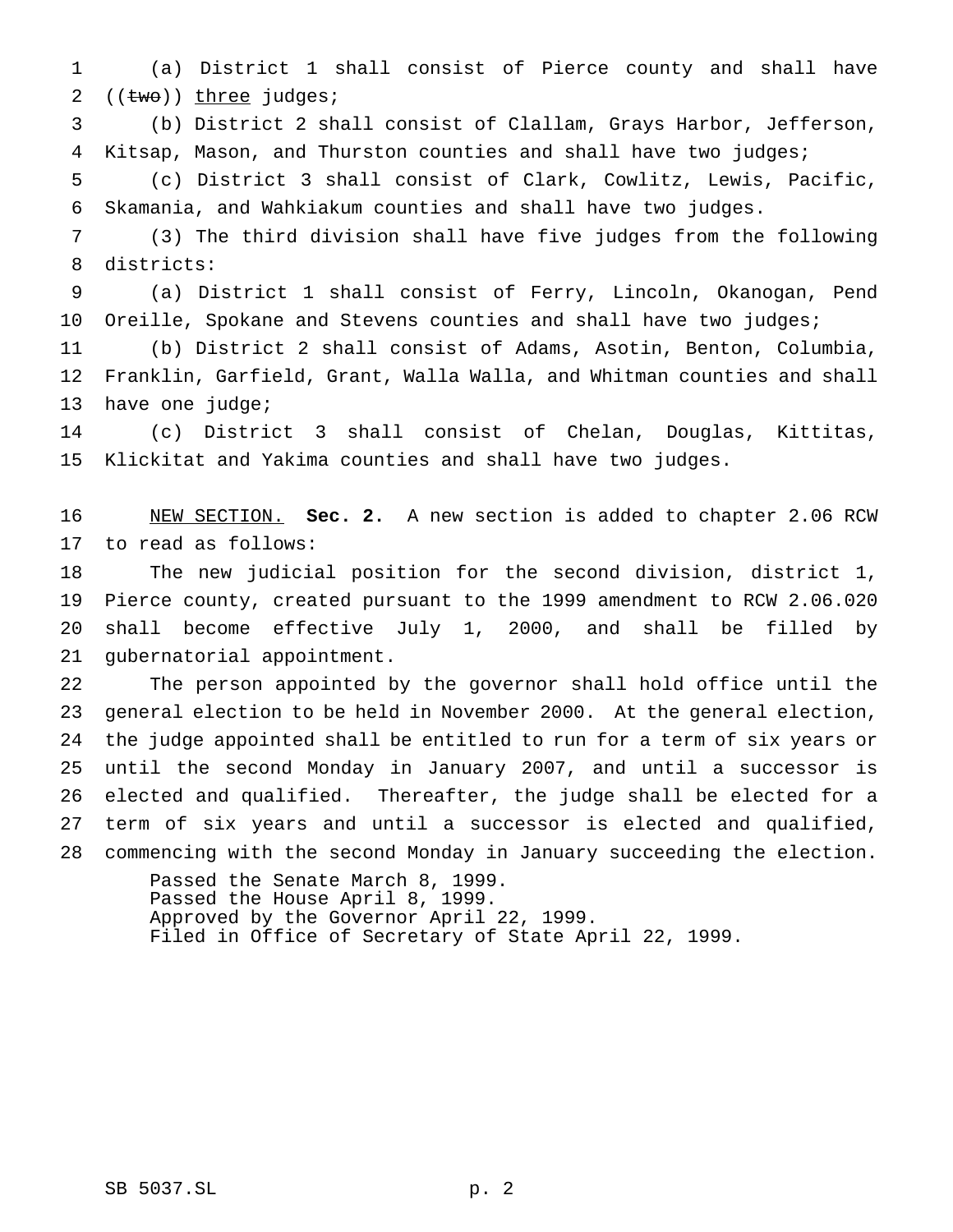(a) District 1 shall consist of Pierce county and shall have ((~~two~~)) <u>three</u> judges;

(b) District 2 shall consist of Clallam, Grays Harbor, Jefferson, Kitsap, Mason, and Thurston counties and shall have two judges;

(c) District 3 shall consist of Clark, Cowlitz, Lewis, Pacific, Skamania, and Wahkiakum counties and shall have two judges.

(3) The third division shall have five judges from the following districts:

(a) District 1 shall consist of Ferry, Lincoln, Okanogan, Pend Oreille, Spokane and Stevens counties and shall have two judges;

(b) District 2 shall consist of Adams, Asotin, Benton, Columbia, Franklin, Garfield, Grant, Walla Walla, and Whitman counties and shall have one judge;

(c) District 3 shall consist of Chelan, Douglas, Kittitas, Klickitat and Yakima counties and shall have two judges.

<u>NEW SECTION.</u> **Sec. 2.** A new section is added to chapter 2.06 RCW to read as follows:

The new judicial position for the second division, district 1, Pierce county, created pursuant to the 1999 amendment to RCW 2.06.020 shall become effective July 1, 2000, and shall be filled by gubernatorial appointment.

The person appointed by the governor shall hold office until the general election to be held in November 2000. At the general election, the judge appointed shall be entitled to run for a term of six years or until the second Monday in January 2007, and until a successor is elected and qualified. Thereafter, the judge shall be elected for a term of six years and until a successor is elected and qualified, commencing with the second Monday in January succeeding the election.

Passed the Senate March 8, 1999.
Passed the House April 8, 1999.
Approved by the Governor April 22, 1999.
Filed in Office of Secretary of State April 22, 1999.